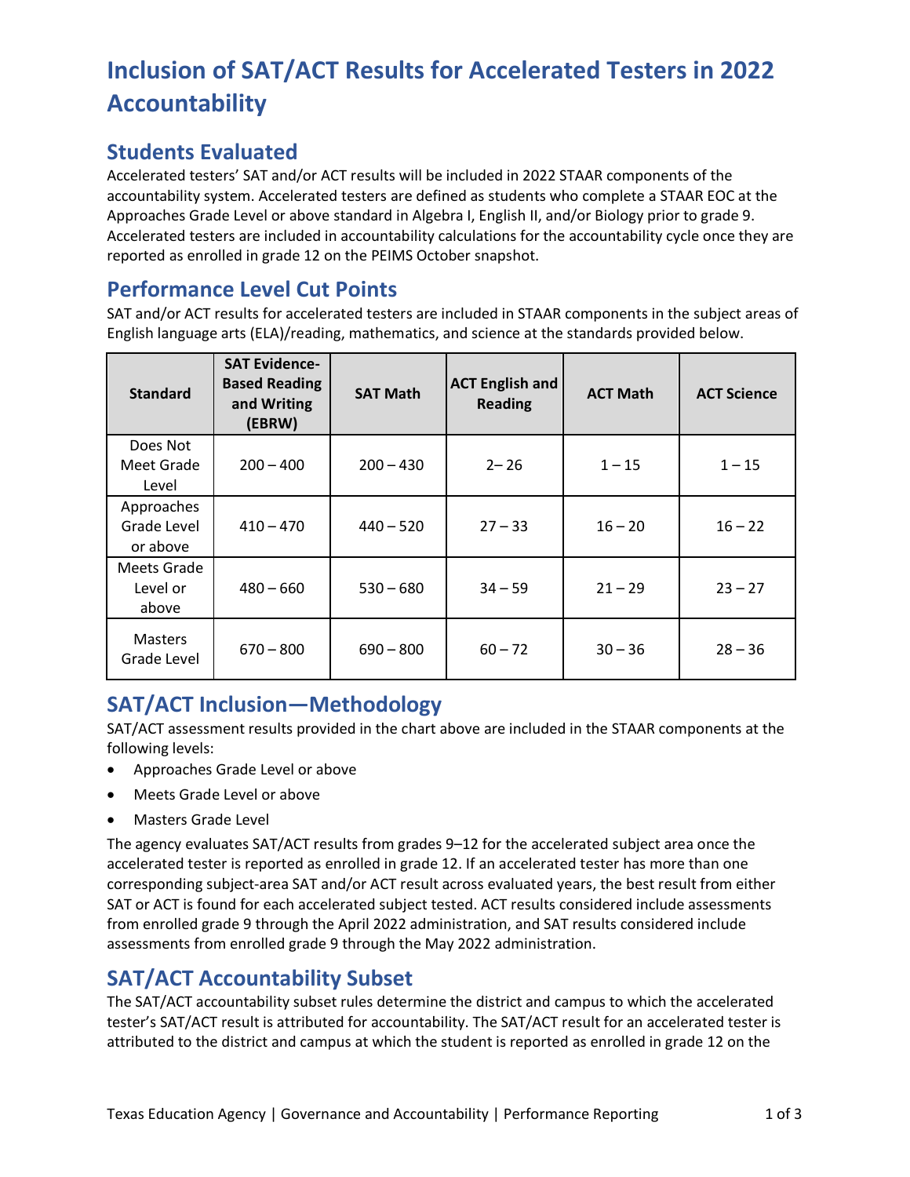# Inclusion of SAT/ACT Results for Accelerated Testers in 2022 Accountability

## Students Evaluated

Accelerated testers' SAT and/or ACT results will be included in 2022 STAAR components of the accountability system. Accelerated testers are defined as students who complete a STAAR EOC at the Approaches Grade Level or above standard in Algebra I, English II, and/or Biology prior to grade 9. Accelerated testers are included in accountability calculations for the accountability cycle once they are reported as enrolled in grade 12 on the PEIMS October snapshot.

## Performance Level Cut Points

SAT and/or ACT results for accelerated testers are included in STAAR components in the subject areas of English language arts (ELA)/reading, mathematics, and science at the standards provided below.

| Standard | SAT Evidence-Based Reading and Writing (EBRW) | SAT Math | ACT English and Reading | ACT Math | ACT Science |
|---|---|---|---|---|---|
| Does Not Meet Grade Level | 200 – 400 | 200 – 430 | 2– 26 | 1 – 15 | 1 – 15 |
| Approaches Grade Level or above | 410 – 470 | 440 – 520 | 27 – 33 | 16 – 20 | 16 – 22 |
| Meets Grade Level or above | 480 – 660 | 530 – 680 | 34 – 59 | 21 – 29 | 23 – 27 |
| Masters Grade Level | 670 – 800 | 690 – 800 | 60 – 72 | 30 – 36 | 28 – 36 |

## SAT/ACT Inclusion—Methodology

SAT/ACT assessment results provided in the chart above are included in the STAAR components at the following levels:

- Approaches Grade Level or above
- Meets Grade Level or above
- Masters Grade Level

The agency evaluates SAT/ACT results from grades 9–12 for the accelerated subject area once the accelerated tester is reported as enrolled in grade 12. If an accelerated tester has more than one corresponding subject-area SAT and/or ACT result across evaluated years, the best result from either SAT or ACT is found for each accelerated subject tested. ACT results considered include assessments from enrolled grade 9 through the April 2022 administration, and SAT results considered include assessments from enrolled grade 9 through the May 2022 administration.

## SAT/ACT Accountability Subset

The SAT/ACT accountability subset rules determine the district and campus to which the accelerated tester's SAT/ACT result is attributed for accountability. The SAT/ACT result for an accelerated tester is attributed to the district and campus at which the student is reported as enrolled in grade 12 on the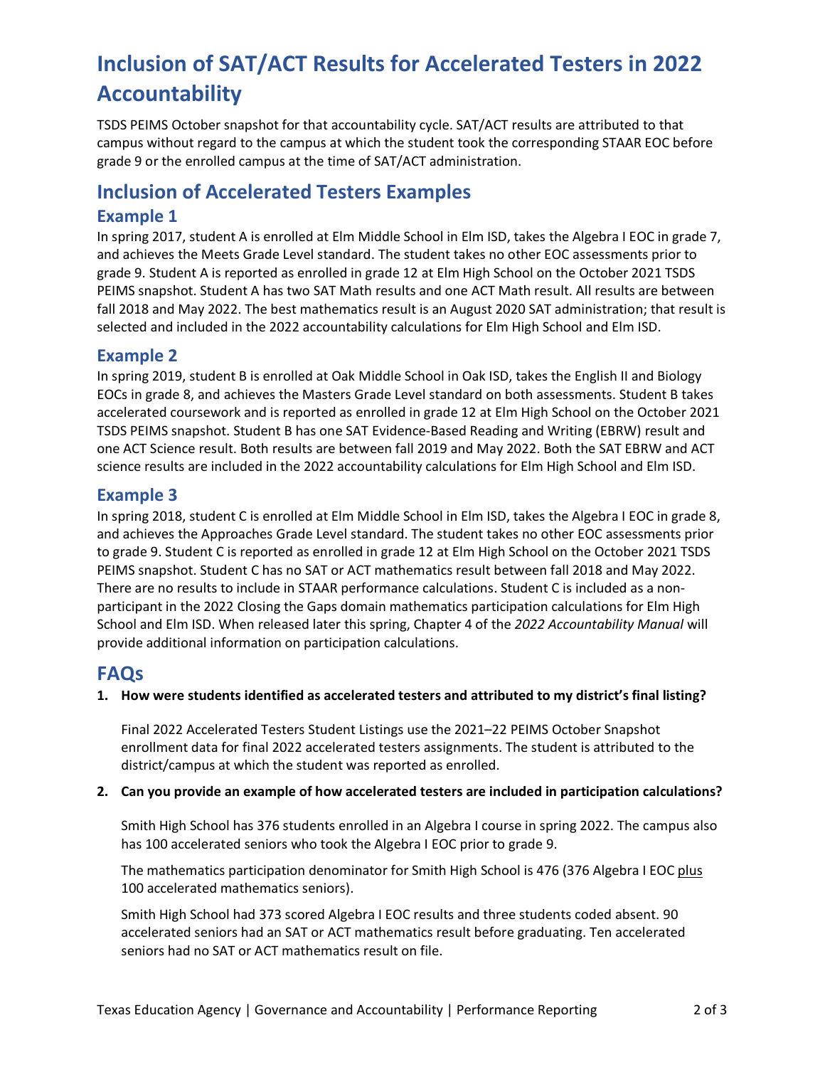# Inclusion of SAT/ACT Results for Accelerated Testers in 2022 Accountability

TSDS PEIMS October snapshot for that accountability cycle. SAT/ACT results are attributed to that campus without regard to the campus at which the student took the corresponding STAAR EOC before grade 9 or the enrolled campus at the time of SAT/ACT administration.

## Inclusion of Accelerated Testers Examples

### Example 1

In spring 2017, student A is enrolled at Elm Middle School in Elm ISD, takes the Algebra I EOC in grade 7, and achieves the Meets Grade Level standard. The student takes no other EOC assessments prior to grade 9. Student A is reported as enrolled in grade 12 at Elm High School on the October 2021 TSDS PEIMS snapshot. Student A has two SAT Math results and one ACT Math result. All results are between fall 2018 and May 2022. The best mathematics result is an August 2020 SAT administration; that result is selected and included in the 2022 accountability calculations for Elm High School and Elm ISD.

### Example 2

In spring 2019, student B is enrolled at Oak Middle School in Oak ISD, takes the English II and Biology EOCs in grade 8, and achieves the Masters Grade Level standard on both assessments. Student B takes accelerated coursework and is reported as enrolled in grade 12 at Elm High School on the October 2021 TSDS PEIMS snapshot. Student B has one SAT Evidence-Based Reading and Writing (EBRW) result and one ACT Science result. Both results are between fall 2019 and May 2022. Both the SAT EBRW and ACT science results are included in the 2022 accountability calculations for Elm High School and Elm ISD.

### Example 3

In spring 2018, student C is enrolled at Elm Middle School in Elm ISD, takes the Algebra I EOC in grade 8, and achieves the Approaches Grade Level standard. The student takes no other EOC assessments prior to grade 9. Student C is reported as enrolled in grade 12 at Elm High School on the October 2021 TSDS PEIMS snapshot. Student C has no SAT or ACT mathematics result between fall 2018 and May 2022. There are no results to include in STAAR performance calculations. Student C is included as a non-participant in the 2022 Closing the Gaps domain mathematics participation calculations for Elm High School and Elm ISD. When released later this spring, Chapter 4 of the *2022 Accountability Manual* will provide additional information on participation calculations.

## FAQs

1. **How were students identified as accelerated testers and attributed to my district's final listing?**

   Final 2022 Accelerated Testers Student Listings use the 2021–22 PEIMS October Snapshot enrollment data for final 2022 accelerated testers assignments. The student is attributed to the district/campus at which the student was reported as enrolled.

2. **Can you provide an example of how accelerated testers are included in participation calculations?**

   Smith High School has 376 students enrolled in an Algebra I course in spring 2022. The campus also has 100 accelerated seniors who took the Algebra I EOC prior to grade 9.

   The mathematics participation denominator for Smith High School is 476 (376 Algebra I EOC <u>plus</u> 100 accelerated mathematics seniors).

   Smith High School had 373 scored Algebra I EOC results and three students coded absent. 90 accelerated seniors had an SAT or ACT mathematics result before graduating. Ten accelerated seniors had no SAT or ACT mathematics result on file.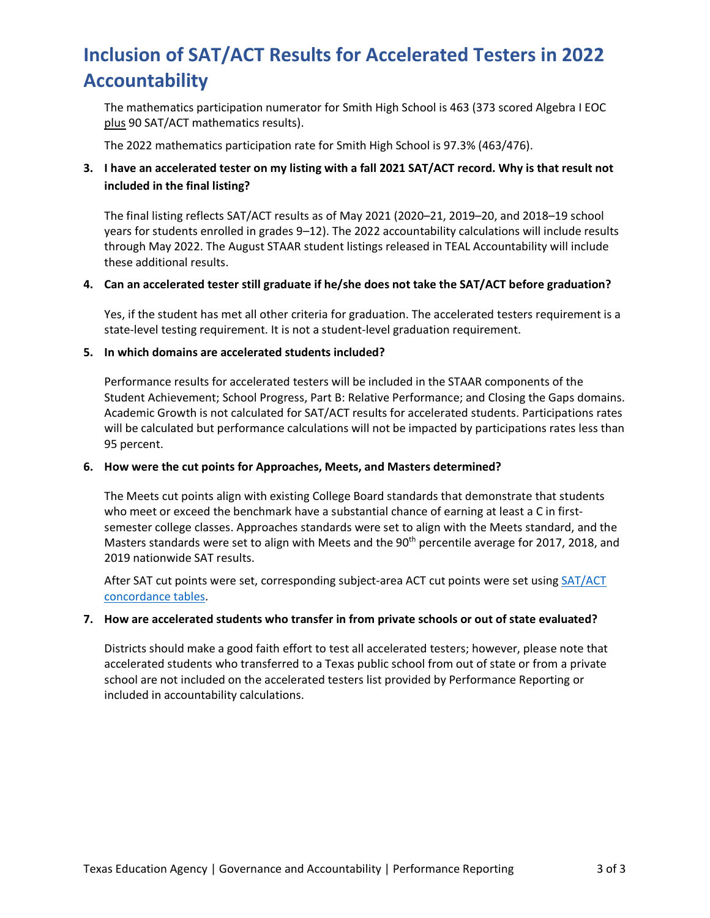# Inclusion of SAT/ACT Results for Accelerated Testers in 2022 Accountability

The mathematics participation numerator for Smith High School is 463 (373 scored Algebra I EOC plus 90 SAT/ACT mathematics results).

The 2022 mathematics participation rate for Smith High School is 97.3% (463/476).

**3. I have an accelerated tester on my listing with a fall 2021 SAT/ACT record. Why is that result not included in the final listing?**

The final listing reflects SAT/ACT results as of May 2021 (2020–21, 2019–20, and 2018–19 school years for students enrolled in grades 9–12). The 2022 accountability calculations will include results through May 2022. The August STAAR student listings released in TEAL Accountability will include these additional results.

**4. Can an accelerated tester still graduate if he/she does not take the SAT/ACT before graduation?**

Yes, if the student has met all other criteria for graduation. The accelerated testers requirement is a state-level testing requirement. It is not a student-level graduation requirement.

**5. In which domains are accelerated students included?**

Performance results for accelerated testers will be included in the STAAR components of the Student Achievement; School Progress, Part B: Relative Performance; and Closing the Gaps domains. Academic Growth is not calculated for SAT/ACT results for accelerated students. Participations rates will be calculated but performance calculations will not be impacted by participations rates less than 95 percent.

**6. How were the cut points for Approaches, Meets, and Masters determined?**

The Meets cut points align with existing College Board standards that demonstrate that students who meet or exceed the benchmark have a substantial chance of earning at least a C in first-semester college classes. Approaches standards were set to align with the Meets standard, and the Masters standards were set to align with Meets and the 90th percentile average for 2017, 2018, and 2019 nationwide SAT results.

After SAT cut points were set, corresponding subject-area ACT cut points were set using SAT/ACT concordance tables.

**7. How are accelerated students who transfer in from private schools or out of state evaluated?**

Districts should make a good faith effort to test all accelerated testers; however, please note that accelerated students who transferred to a Texas public school from out of state or from a private school are not included on the accelerated testers list provided by Performance Reporting or included in accountability calculations.